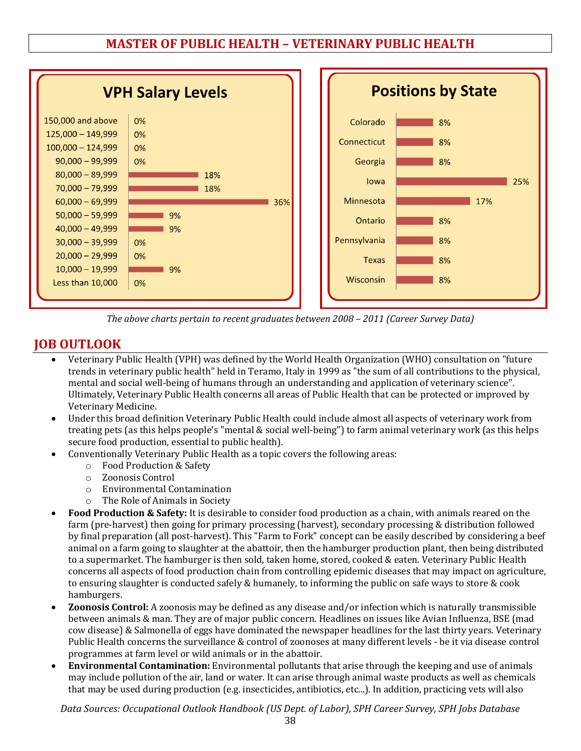# MASTER OF PUBLIC HEALTH – VETERINARY PUBLIC HEALTH

**VPH Salary Levels**

150,000 and above 0%
125,000 – 149,999 0%
100,000 – 124,999 0%
90,000 – 99,999 0%
80,000 – 89,999 18%
70,000 – 79,999 18%
60,000 – 69,999 36%
50,000 – 59,999 9%
40,000 – 49,999 9%
30,000 – 39,999 0%
20,000 – 29,999 0%
10,000 – 19,999 9%
Less than 10,000 0%

**Positions by State**

Colorado 8%
Connecticut 8%
Georgia 8%
Iowa 25%
Minnesota 17%
Ontario 8%
Pennsylvania 8%
Texas 8%
Wisconsin 8%

*The above charts pertain to recent graduates between 2008 – 2011 (Career Survey Data)*

## JOB OUTLOOK

- Veterinary Public Health (VPH) was defined by the World Health Organization (WHO) consultation on "future trends in veterinary public health" held in Teramo, Italy in 1999 as "the sum of all contributions to the physical, mental and social well-being of humans through an understanding and application of veterinary science". Ultimately, Veterinary Public Health concerns all areas of Public Health that can be protected or improved by Veterinary Medicine.
- Under this broad definition Veterinary Public Health could include almost all aspects of veterinary work from treating pets (as this helps people's "mental & social well-being") to farm animal veterinary work (as this helps secure food production, essential to public health).
- Conventionally Veterinary Public Health as a topic covers the following areas:
    - Food Production & Safety
    - Zoonosis Control
    - Environmental Contamination
    - The Role of Animals in Society
- **Food Production & Safety:** It is desirable to consider food production as a chain, with animals reared on the farm (pre-harvest) then going for primary processing (harvest), secondary processing & distribution followed by final preparation (all post-harvest). This "Farm to Fork" concept can be easily described by considering a beef animal on a farm going to slaughter at the abattoir, then the hamburger production plant, then being distributed to a supermarket. The hamburger is then sold, taken home, stored, cooked & eaten. Veterinary Public Health concerns all aspects of food production chain from controlling epidemic diseases that may impact on agriculture, to ensuring slaughter is conducted safely & humanely, to informing the public on safe ways to store & cook hamburgers.
- **Zoonosis Control:** A zoonosis may be defined as any disease and/or infection which is naturally transmissible between animals & man. They are of major public concern. Headlines on issues like Avian Influenza, BSE (mad cow disease) & Salmonella of eggs have dominated the newspaper headlines for the last thirty years. Veterinary Public Health concerns the surveillance & control of zoonoses at many different levels - be it via disease control programmes at farm level or wild animals or in the abattoir.
- **Environmental Contamination:** Environmental pollutants that arise through the keeping and use of animals may include pollution of the air, land or water. It can arise through animal waste products as well as chemicals that may be used during production (e.g. insecticides, antibiotics, etc...). In addition, practicing vets will also

*Data Sources: Occupational Outlook Handbook (US Dept. of Labor), SPH Career Survey, SPH Jobs Database*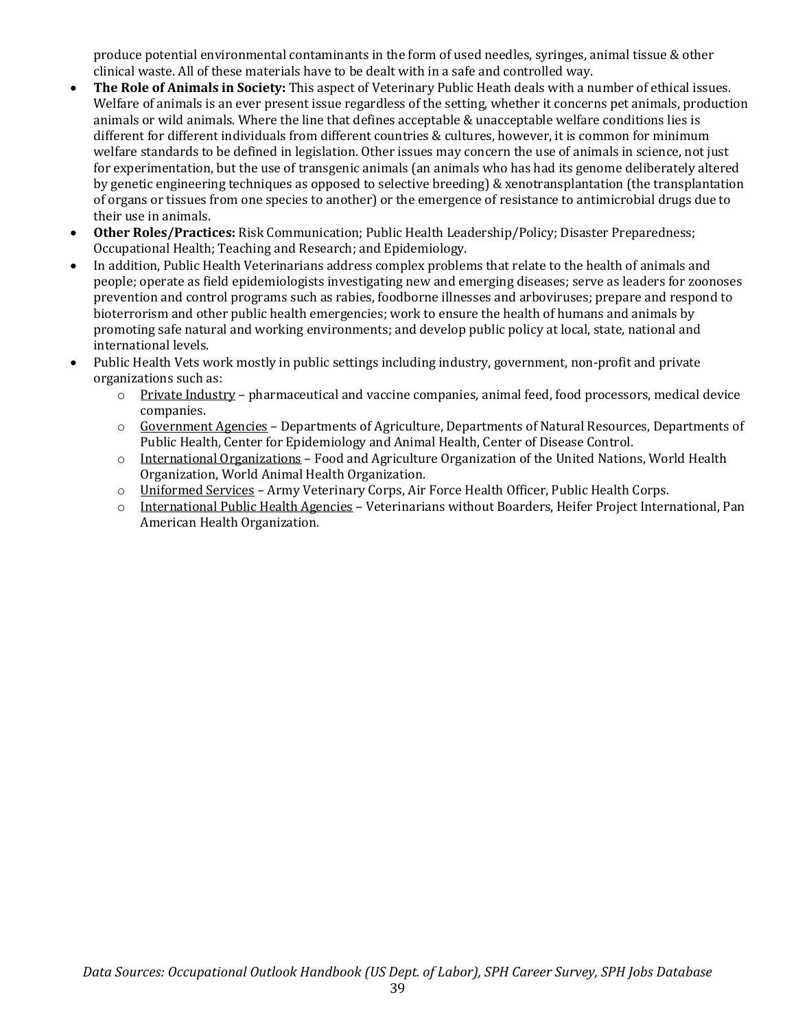produce potential environmental contaminants in the form of used needles, syringes, animal tissue & other clinical waste. All of these materials have to be dealt with in a safe and controlled way.

- **The Role of Animals in Society:** This aspect of Veterinary Public Heath deals with a number of ethical issues. Welfare of animals is an ever present issue regardless of the setting, whether it concerns pet animals, production animals or wild animals. Where the line that defines acceptable & unacceptable welfare conditions lies is different for different individuals from different countries & cultures, however, it is common for minimum welfare standards to be defined in legislation. Other issues may concern the use of animals in science, not just for experimentation, but the use of transgenic animals (an animals who has had its genome deliberately altered by genetic engineering techniques as opposed to selective breeding) & xenotransplantation (the transplantation of organs or tissues from one species to another) or the emergence of resistance to antimicrobial drugs due to their use in animals.
- **Other Roles/Practices:** Risk Communication; Public Health Leadership/Policy; Disaster Preparedness; Occupational Health; Teaching and Research; and Epidemiology.
- In addition, Public Health Veterinarians address complex problems that relate to the health of animals and people; operate as field epidemiologists investigating new and emerging diseases; serve as leaders for zoonoses prevention and control programs such as rabies, foodborne illnesses and arboviruses; prepare and respond to bioterrorism and other public health emergencies; work to ensure the health of humans and animals by promoting safe natural and working environments; and develop public policy at local, state, national and international levels.
- Public Health Vets work mostly in public settings including industry, government, non-profit and private organizations such as:
  - Private Industry – pharmaceutical and vaccine companies, animal feed, food processors, medical device companies.
  - Government Agencies – Departments of Agriculture, Departments of Natural Resources, Departments of Public Health, Center for Epidemiology and Animal Health, Center of Disease Control.
  - International Organizations – Food and Agriculture Organization of the United Nations, World Health Organization, World Animal Health Organization.
  - Uniformed Services – Army Veterinary Corps, Air Force Health Officer, Public Health Corps.
  - International Public Health Agencies – Veterinarians without Boarders, Heifer Project International, Pan American Health Organization.

*Data Sources: Occupational Outlook Handbook (US Dept. of Labor), SPH Career Survey, SPH Jobs Database*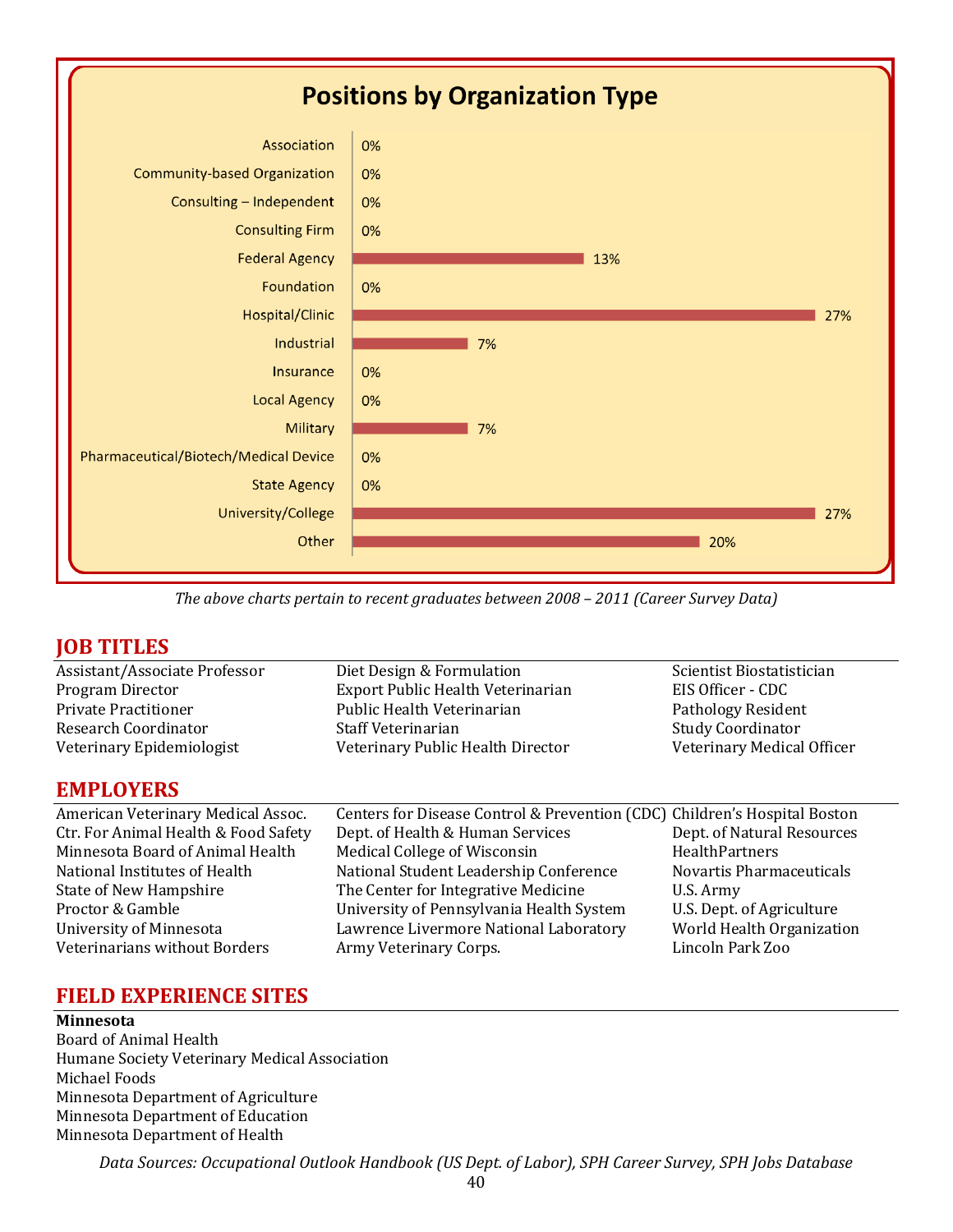## Positions by Organization Type

Association 0%
Community-based Organization 0%
Consulting – Independent 0%
Consulting Firm 0%
Federal Agency 13%
Foundation 0%
Hospital/Clinic 27%
Industrial 7%
Insurance 0%
Local Agency 0%
Military 7%
Pharmaceutical/Biotech/Medical Device 0%
State Agency 0%
University/College 27%
Other 20%

*The above charts pertain to recent graduates between 2008 – 2011 (Career Survey Data)*

## JOB TITLES

| | | |
|---|---|---|
| Assistant/Associate Professor | Diet Design & Formulation | Scientist Biostatistician |
| Program Director | Export Public Health Veterinarian | EIS Officer - CDC |
| Private Practitioner | Public Health Veterinarian | Pathology Resident |
| Research Coordinator | Staff Veterinarian | Study Coordinator |
| Veterinary Epidemiologist | Veterinary Public Health Director | Veterinary Medical Officer |

## EMPLOYERS

| | | |
|---|---|---|
| American Veterinary Medical Assoc. | Centers for Disease Control & Prevention (CDC) | Children's Hospital Boston |
| Ctr. For Animal Health & Food Safety | Dept. of Health & Human Services | Dept. of Natural Resources |
| Minnesota Board of Animal Health | Medical College of Wisconsin | HealthPartners |
| National Institutes of Health | National Student Leadership Conference | Novartis Pharmaceuticals |
| State of New Hampshire | The Center for Integrative Medicine | U.S. Army |
| Proctor & Gamble | University of Pennsylvania Health System | U.S. Dept. of Agriculture |
| University of Minnesota | Lawrence Livermore National Laboratory | World Health Organization |
| Veterinarians without Borders | Army Veterinary Corps. | Lincoln Park Zoo |

## FIELD EXPERIENCE SITES

**Minnesota**

Board of Animal Health
Humane Society Veterinary Medical Association
Michael Foods
Minnesota Department of Agriculture
Minnesota Department of Education
Minnesota Department of Health

*Data Sources: Occupational Outlook Handbook (US Dept. of Labor), SPH Career Survey, SPH Jobs Database*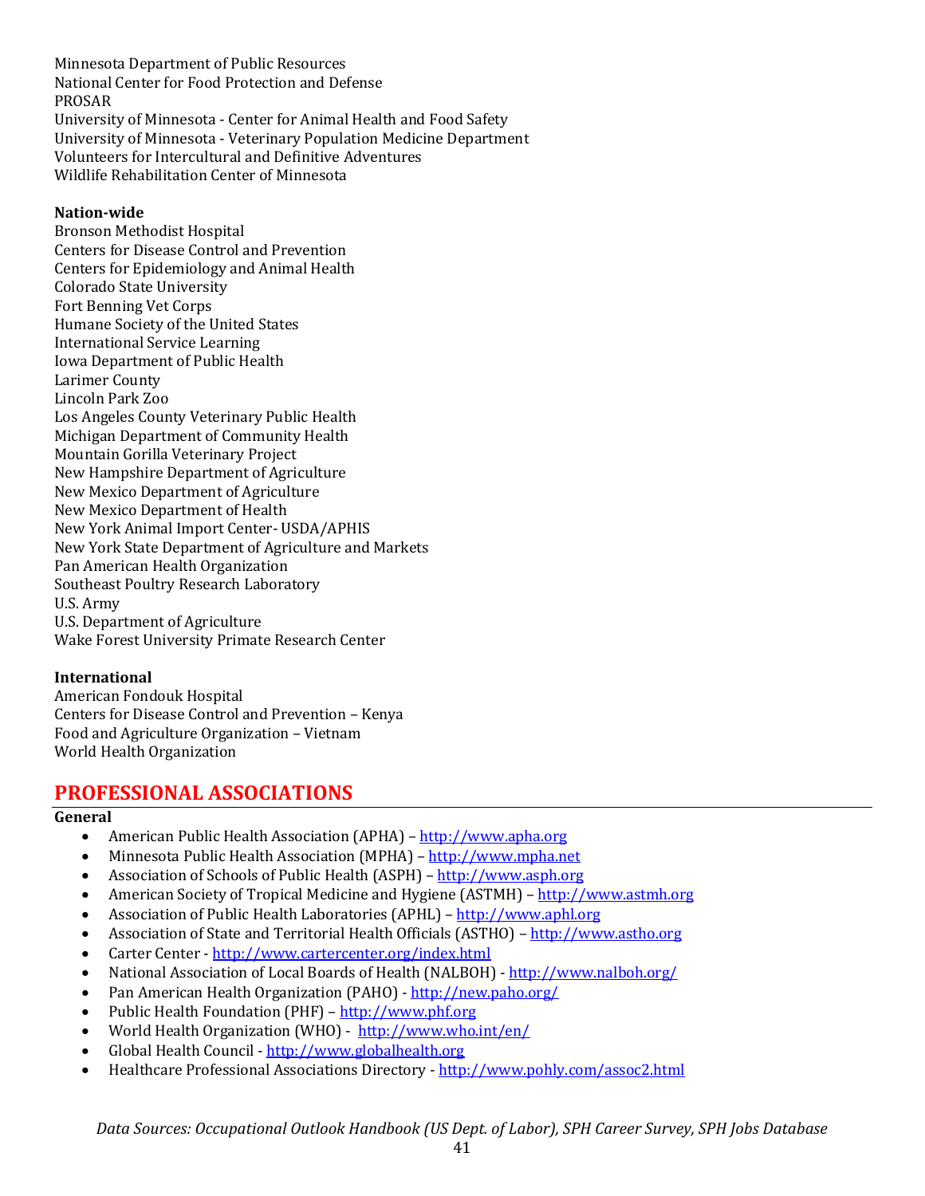Minnesota Department of Public Resources
National Center for Food Protection and Defense
PROSAR
University of Minnesota - Center for Animal Health and Food Safety
University of Minnesota - Veterinary Population Medicine Department
Volunteers for Intercultural and Definitive Adventures
Wildlife Rehabilitation Center of Minnesota

**Nation-wide**

Bronson Methodist Hospital
Centers for Disease Control and Prevention
Centers for Epidemiology and Animal Health
Colorado State University
Fort Benning Vet Corps
Humane Society of the United States
International Service Learning
Iowa Department of Public Health
Larimer County
Lincoln Park Zoo
Los Angeles County Veterinary Public Health
Michigan Department of Community Health
Mountain Gorilla Veterinary Project
New Hampshire Department of Agriculture
New Mexico Department of Agriculture
New Mexico Department of Health
New York Animal Import Center- USDA/APHIS
New York State Department of Agriculture and Markets
Pan American Health Organization
Southeast Poultry Research Laboratory
U.S. Army
U.S. Department of Agriculture
Wake Forest University Primate Research Center

**International**

American Fondouk Hospital
Centers for Disease Control and Prevention – Kenya
Food and Agriculture Organization – Vietnam
World Health Organization

## PROFESSIONAL ASSOCIATIONS

**General**

- American Public Health Association (APHA) – http://www.apha.org
- Minnesota Public Health Association (MPHA) – http://www.mpha.net
- Association of Schools of Public Health (ASPH) – http://www.asph.org
- American Society of Tropical Medicine and Hygiene (ASTMH) – http://www.astmh.org
- Association of Public Health Laboratories (APHL) – http://www.aphl.org
- Association of State and Territorial Health Officials (ASTHO) – http://www.astho.org
- Carter Center - http://www.cartercenter.org/index.html
- National Association of Local Boards of Health (NALBOH) - http://www.nalboh.org/
- Pan American Health Organization (PAHO) - http://new.paho.org/
- Public Health Foundation (PHF) – http://www.phf.org
- World Health Organization (WHO) - http://www.who.int/en/
- Global Health Council - http://www.globalhealth.org
- Healthcare Professional Associations Directory - http://www.pohly.com/assoc2.html

*Data Sources: Occupational Outlook Handbook (US Dept. of Labor), SPH Career Survey, SPH Jobs Database*